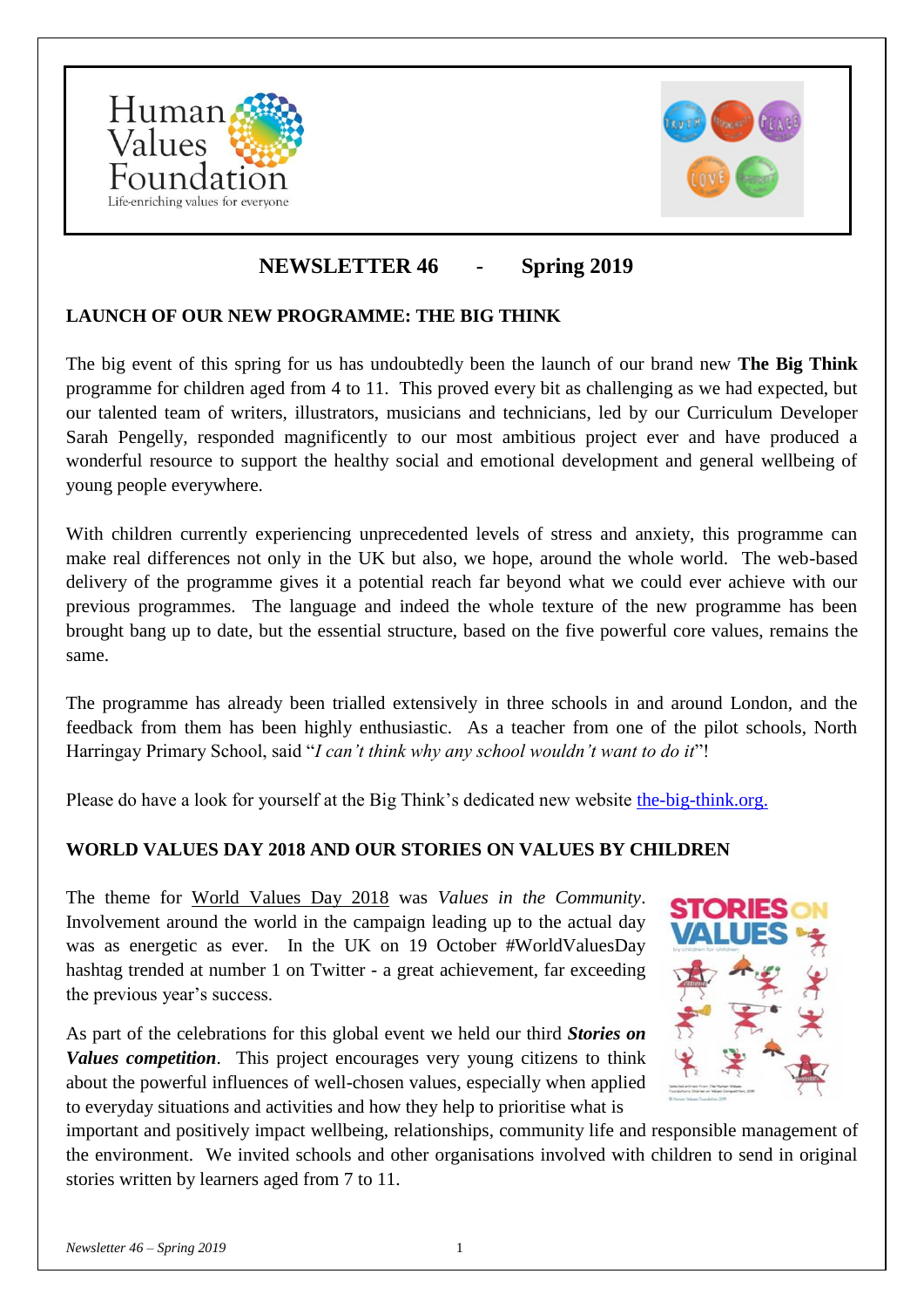Human Values Foundation
Life-enriching values for everyone

# NEWSLETTER 46 - Spring 2019

## LAUNCH OF OUR NEW PROGRAMME: THE BIG THINK

The big event of this spring for us has undoubtedly been the launch of our brand new **The Big Think** programme for children aged from 4 to 11. This proved every bit as challenging as we had expected, but our talented team of writers, illustrators, musicians and technicians, led by our Curriculum Developer Sarah Pengelly, responded magnificently to our most ambitious project ever and have produced a wonderful resource to support the healthy social and emotional development and general wellbeing of young people everywhere.

With children currently experiencing unprecedented levels of stress and anxiety, this programme can make real differences not only in the UK but also, we hope, around the whole world. The web-based delivery of the programme gives it a potential reach far beyond what we could ever achieve with our previous programmes. The language and indeed the whole texture of the new programme has been brought bang up to date, but the essential structure, based on the five powerful core values, remains the same.

The programme has already been trialled extensively in three schools in and around London, and the feedback from them has been highly enthusiastic. As a teacher from one of the pilot schools, North Harringay Primary School, said "*I can't think why any school wouldn't want to do it*"!

Please do have a look for yourself at the Big Think's dedicated new website the-big-think.org.

## WORLD VALUES DAY 2018 AND OUR STORIES ON VALUES BY CHILDREN

The theme for World Values Day 2018 was *Values in the Community*. Involvement around the world in the campaign leading up to the actual day was as energetic as ever. In the UK on 19 October #WorldValuesDay hashtag trended at number 1 on Twitter - a great achievement, far exceeding the previous year's success.

As part of the celebrations for this global event we held our third ***Stories on Values competition***. This project encourages very young citizens to think about the powerful influences of well-chosen values, especially when applied to everyday situations and activities and how they help to prioritise what is important and positively impact wellbeing, relationships, community life and responsible management of the environment. We invited schools and other organisations involved with children to send in original stories written by learners aged from 7 to 11.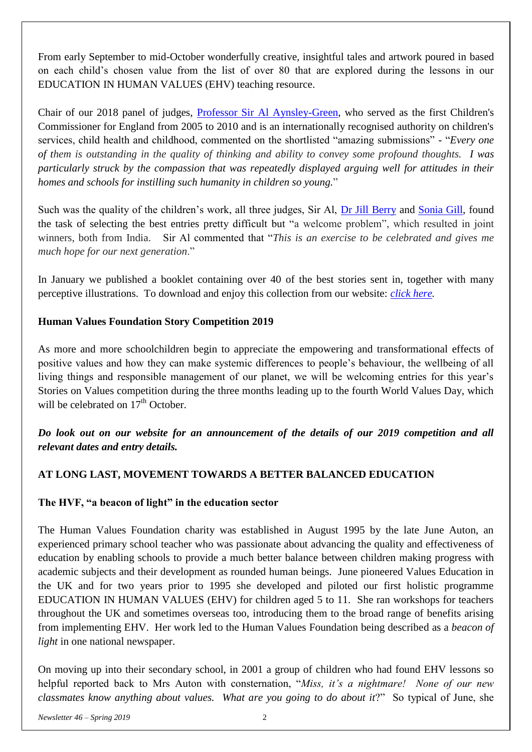From early September to mid-October wonderfully creative, insightful tales and artwork poured in based on each child's chosen value from the list of over 80 that are explored during the lessons in our EDUCATION IN HUMAN VALUES (EHV) teaching resource.

Chair of our 2018 panel of judges, Professor Sir Al Aynsley-Green, who served as the first Children's Commissioner for England from 2005 to 2010 and is an internationally recognised authority on children's services, child health and childhood, commented on the shortlisted "amazing submissions" - "*Every one of them is outstanding in the quality of thinking and ability to convey some profound thoughts. I was particularly struck by the compassion that was repeatedly displayed arguing well for attitudes in their homes and schools for instilling such humanity in children so young.*"

Such was the quality of the children's work, all three judges, Sir Al, Dr Jill Berry and Sonia Gill, found the task of selecting the best entries pretty difficult but "a welcome problem", which resulted in joint winners, both from India. Sir Al commented that "*This is an exercise to be celebrated and gives me much hope for our next generation*."

In January we published a booklet containing over 40 of the best stories sent in, together with many perceptive illustrations. To download and enjoy this collection from our website: *click here.*

**Human Values Foundation Story Competition 2019**

As more and more schoolchildren begin to appreciate the empowering and transformational effects of positive values and how they can make systemic differences to people's behaviour, the wellbeing of all living things and responsible management of our planet, we will be welcoming entries for this year's Stories on Values competition during the three months leading up to the fourth World Values Day, which will be celebrated on 17th October.

***Do look out on our website for an announcement of the details of our 2019 competition and all relevant dates and entry details.***

**AT LONG LAST, MOVEMENT TOWARDS A BETTER BALANCED EDUCATION**

**The HVF, "a beacon of light" in the education sector**

The Human Values Foundation charity was established in August 1995 by the late June Auton, an experienced primary school teacher who was passionate about advancing the quality and effectiveness of education by enabling schools to provide a much better balance between children making progress with academic subjects and their development as rounded human beings. June pioneered Values Education in the UK and for two years prior to 1995 she developed and piloted our first holistic programme EDUCATION IN HUMAN VALUES (EHV) for children aged 5 to 11. She ran workshops for teachers throughout the UK and sometimes overseas too, introducing them to the broad range of benefits arising from implementing EHV. Her work led to the Human Values Foundation being described as a *beacon of light* in one national newspaper.

On moving up into their secondary school, in 2001 a group of children who had found EHV lessons so helpful reported back to Mrs Auton with consternation, "*Miss, it's a nightmare! None of our new classmates know anything about values. What are you going to do about it*?" So typical of June, she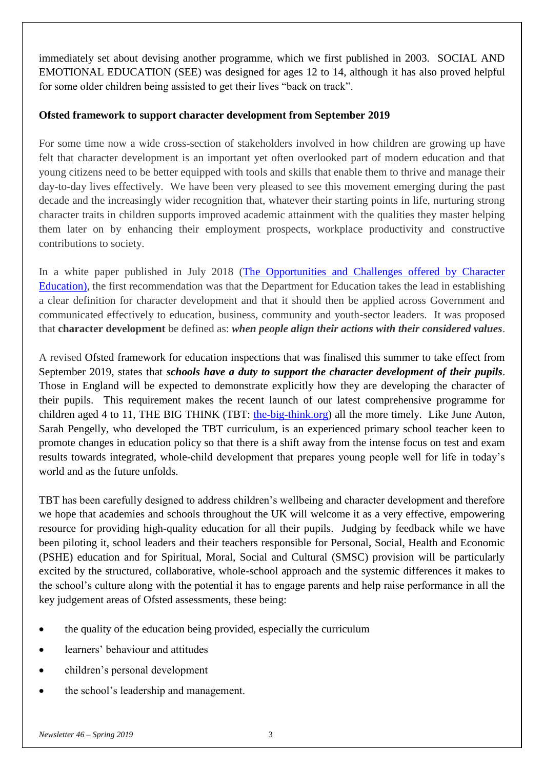immediately set about devising another programme, which we first published in 2003. SOCIAL AND EMOTIONAL EDUCATION (SEE) was designed for ages 12 to 14, although it has also proved helpful for some older children being assisted to get their lives "back on track".

**Ofsted framework to support character development from September 2019**

For some time now a wide cross-section of stakeholders involved in how children are growing up have felt that character development is an important yet often overlooked part of modern education and that young citizens need to be better equipped with tools and skills that enable them to thrive and manage their day-to-day lives effectively. We have been very pleased to see this movement emerging during the past decade and the increasingly wider recognition that, whatever their starting points in life, nurturing strong character traits in children supports improved academic attainment with the qualities they master helping them later on by enhancing their employment prospects, workplace productivity and constructive contributions to society.

In a white paper published in July 2018 ([The Opportunities and Challenges offered by Character Education](#)), the first recommendation was that the Department for Education takes the lead in establishing a clear definition for character development and that it should then be applied across Government and communicated effectively to education, business, community and youth-sector leaders. It was proposed that **character development** be defined as: ***when people align their actions with their considered values***.

A revised Ofsted framework for education inspections that was finalised this summer to take effect from September 2019, states that ***schools have a duty to support the character development of their pupils***. Those in England will be expected to demonstrate explicitly how they are developing the character of their pupils. This requirement makes the recent launch of our latest comprehensive programme for children aged 4 to 11, THE BIG THINK (TBT: [the-big-think.org](#)) all the more timely. Like June Auton, Sarah Pengelly, who developed the TBT curriculum, is an experienced primary school teacher keen to promote changes in education policy so that there is a shift away from the intense focus on test and exam results towards integrated, whole-child development that prepares young people well for life in today's world and as the future unfolds.

TBT has been carefully designed to address children's wellbeing and character development and therefore we hope that academies and schools throughout the UK will welcome it as a very effective, empowering resource for providing high-quality education for all their pupils. Judging by feedback while we have been piloting it, school leaders and their teachers responsible for Personal, Social, Health and Economic (PSHE) education and for Spiritual, Moral, Social and Cultural (SMSC) provision will be particularly excited by the structured, collaborative, whole-school approach and the systemic differences it makes to the school's culture along with the potential it has to engage parents and help raise performance in all the key judgement areas of Ofsted assessments, these being:

- the quality of the education being provided, especially the curriculum
- learners' behaviour and attitudes
- children's personal development
- the school's leadership and management.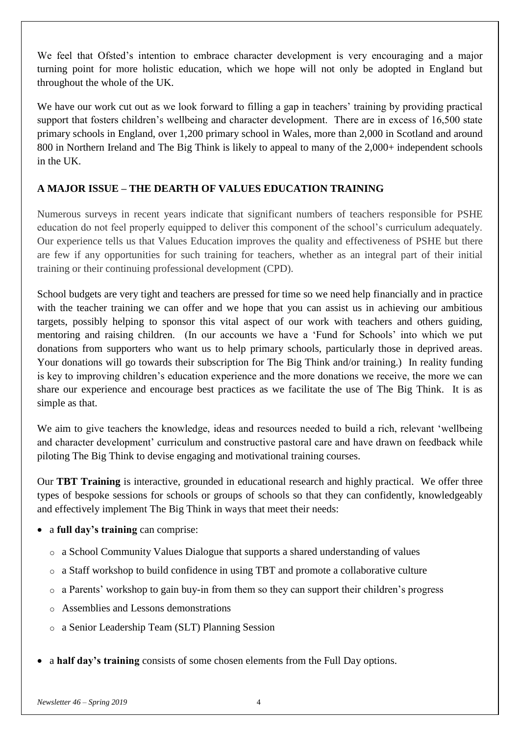We feel that Ofsted's intention to embrace character development is very encouraging and a major turning point for more holistic education, which we hope will not only be adopted in England but throughout the whole of the UK.

We have our work cut out as we look forward to filling a gap in teachers' training by providing practical support that fosters children's wellbeing and character development. There are in excess of 16,500 state primary schools in England, over 1,200 primary school in Wales, more than 2,000 in Scotland and around 800 in Northern Ireland and The Big Think is likely to appeal to many of the 2,000+ independent schools in the UK.

## A MAJOR ISSUE – THE DEARTH OF VALUES EDUCATION TRAINING

Numerous surveys in recent years indicate that significant numbers of teachers responsible for PSHE education do not feel properly equipped to deliver this component of the school's curriculum adequately. Our experience tells us that Values Education improves the quality and effectiveness of PSHE but there are few if any opportunities for such training for teachers, whether as an integral part of their initial training or their continuing professional development (CPD).

School budgets are very tight and teachers are pressed for time so we need help financially and in practice with the teacher training we can offer and we hope that you can assist us in achieving our ambitious targets, possibly helping to sponsor this vital aspect of our work with teachers and others guiding, mentoring and raising children. (In our accounts we have a 'Fund for Schools' into which we put donations from supporters who want us to help primary schools, particularly those in deprived areas. Your donations will go towards their subscription for The Big Think and/or training.) In reality funding is key to improving children's education experience and the more donations we receive, the more we can share our experience and encourage best practices as we facilitate the use of The Big Think. It is as simple as that.

We aim to give teachers the knowledge, ideas and resources needed to build a rich, relevant 'wellbeing and character development' curriculum and constructive pastoral care and have drawn on feedback while piloting The Big Think to devise engaging and motivational training courses.

Our **TBT Training** is interactive, grounded in educational research and highly practical. We offer three types of bespoke sessions for schools or groups of schools so that they can confidently, knowledgeably and effectively implement The Big Think in ways that meet their needs:

- a **full day's training** can comprise:
  - a School Community Values Dialogue that supports a shared understanding of values
  - a Staff workshop to build confidence in using TBT and promote a collaborative culture
  - a Parents' workshop to gain buy-in from them so they can support their children's progress
  - Assemblies and Lessons demonstrations
  - a Senior Leadership Team (SLT) Planning Session
- a **half day's training** consists of some chosen elements from the Full Day options.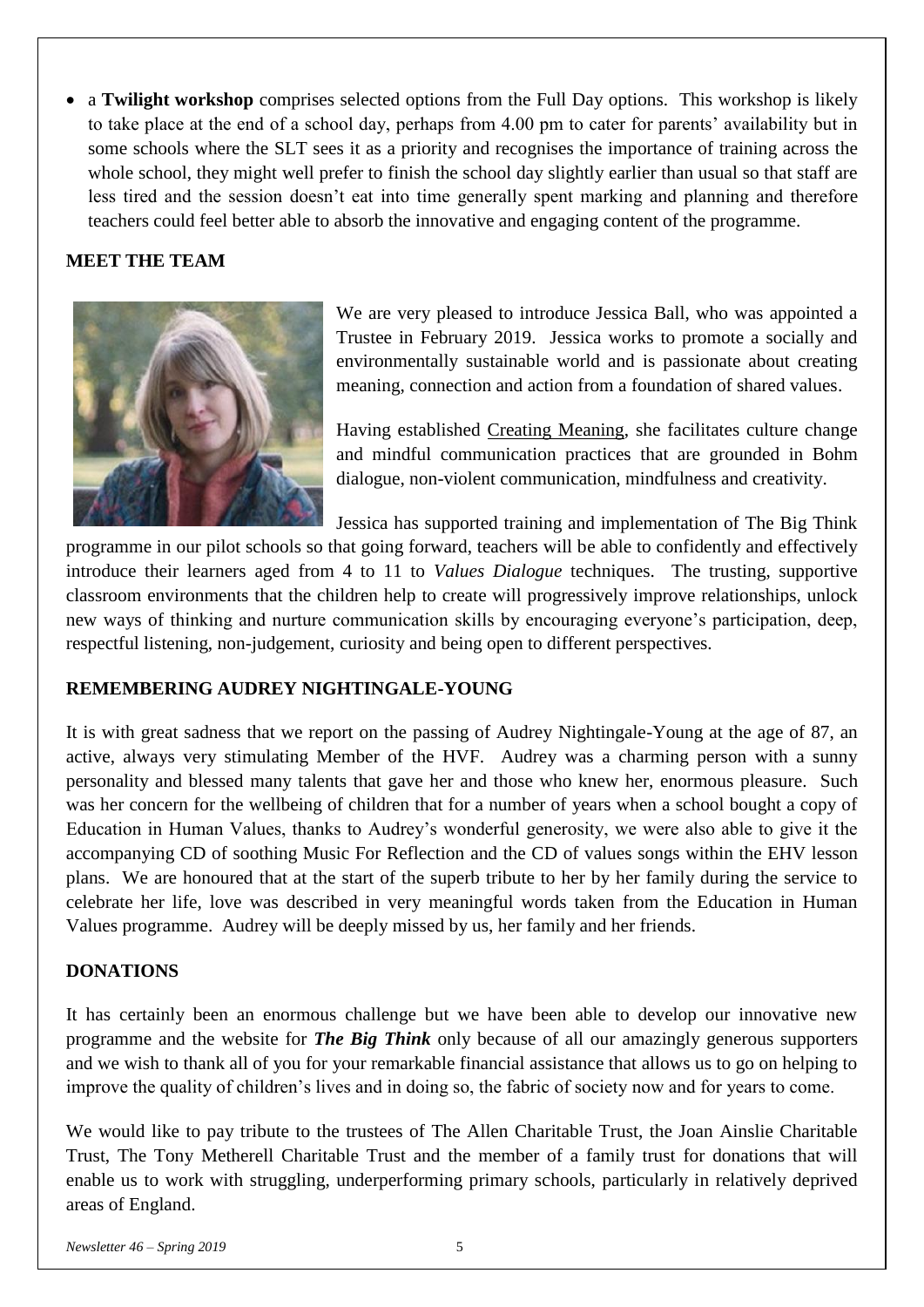- a **Twilight workshop** comprises selected options from the Full Day options. This workshop is likely to take place at the end of a school day, perhaps from 4.00 pm to cater for parents' availability but in some schools where the SLT sees it as a priority and recognises the importance of training across the whole school, they might well prefer to finish the school day slightly earlier than usual so that staff are less tired and the session doesn't eat into time generally spent marking and planning and therefore teachers could feel better able to absorb the innovative and engaging content of the programme.

**MEET THE TEAM**

We are very pleased to introduce Jessica Ball, who was appointed a Trustee in February 2019. Jessica works to promote a socially and environmentally sustainable world and is passionate about creating meaning, connection and action from a foundation of shared values.

Having established Creating Meaning, she facilitates culture change and mindful communication practices that are grounded in Bohm dialogue, non-violent communication, mindfulness and creativity.

Jessica has supported training and implementation of The Big Think programme in our pilot schools so that going forward, teachers will be able to confidently and effectively introduce their learners aged from 4 to 11 to *Values Dialogue* techniques. The trusting, supportive classroom environments that the children help to create will progressively improve relationships, unlock new ways of thinking and nurture communication skills by encouraging everyone's participation, deep, respectful listening, non-judgement, curiosity and being open to different perspectives.

**REMEMBERING AUDREY NIGHTINGALE-YOUNG**

It is with great sadness that we report on the passing of Audrey Nightingale-Young at the age of 87, an active, always very stimulating Member of the HVF. Audrey was a charming person with a sunny personality and blessed many talents that gave her and those who knew her, enormous pleasure. Such was her concern for the wellbeing of children that for a number of years when a school bought a copy of Education in Human Values, thanks to Audrey's wonderful generosity, we were also able to give it the accompanying CD of soothing Music For Reflection and the CD of values songs within the EHV lesson plans. We are honoured that at the start of the superb tribute to her by her family during the service to celebrate her life, love was described in very meaningful words taken from the Education in Human Values programme. Audrey will be deeply missed by us, her family and her friends.

**DONATIONS**

It has certainly been an enormous challenge but we have been able to develop our innovative new programme and the website for ***The Big Think*** only because of all our amazingly generous supporters and we wish to thank all of you for your remarkable financial assistance that allows us to go on helping to improve the quality of children's lives and in doing so, the fabric of society now and for years to come.

We would like to pay tribute to the trustees of The Allen Charitable Trust, the Joan Ainslie Charitable Trust, The Tony Metherell Charitable Trust and the member of a family trust for donations that will enable us to work with struggling, underperforming primary schools, particularly in relatively deprived areas of England.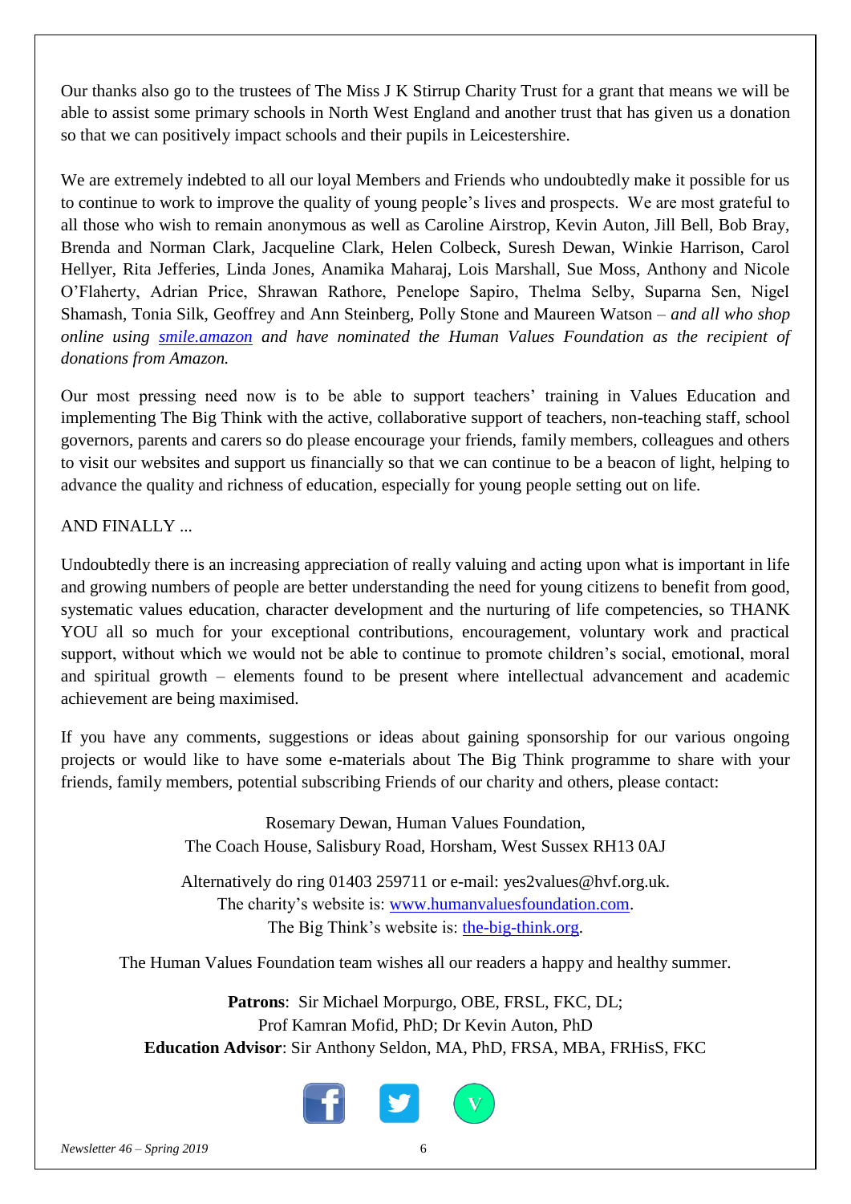Our thanks also go to the trustees of The Miss J K Stirrup Charity Trust for a grant that means we will be able to assist some primary schools in North West England and another trust that has given us a donation so that we can positively impact schools and their pupils in Leicestershire.

We are extremely indebted to all our loyal Members and Friends who undoubtedly make it possible for us to continue to work to improve the quality of young people's lives and prospects. We are most grateful to all those who wish to remain anonymous as well as Caroline Airstrop, Kevin Auton, Jill Bell, Bob Bray, Brenda and Norman Clark, Jacqueline Clark, Helen Colbeck, Suresh Dewan, Winkie Harrison, Carol Hellyer, Rita Jefferies, Linda Jones, Anamika Maharaj, Lois Marshall, Sue Moss, Anthony and Nicole O'Flaherty, Adrian Price, Shrawan Rathore, Penelope Sapiro, Thelma Selby, Suparna Sen, Nigel Shamash, Tonia Silk, Geoffrey and Ann Steinberg, Polly Stone and Maureen Watson – *and all who shop online using smile.amazon and have nominated the Human Values Foundation as the recipient of donations from Amazon.*

Our most pressing need now is to be able to support teachers' training in Values Education and implementing The Big Think with the active, collaborative support of teachers, non-teaching staff, school governors, parents and carers so do please encourage your friends, family members, colleagues and others to visit our websites and support us financially so that we can continue to be a beacon of light, helping to advance the quality and richness of education, especially for young people setting out on life.

AND FINALLY ...

Undoubtedly there is an increasing appreciation of really valuing and acting upon what is important in life and growing numbers of people are better understanding the need for young citizens to benefit from good, systematic values education, character development and the nurturing of life competencies, so THANK YOU all so much for your exceptional contributions, encouragement, voluntary work and practical support, without which we would not be able to continue to promote children's social, emotional, moral and spiritual growth – elements found to be present where intellectual advancement and academic achievement are being maximised.

If you have any comments, suggestions or ideas about gaining sponsorship for our various ongoing projects or would like to have some e-materials about The Big Think programme to share with your friends, family members, potential subscribing Friends of our charity and others, please contact:

Rosemary Dewan, Human Values Foundation,
The Coach House, Salisbury Road, Horsham, West Sussex RH13 0AJ

Alternatively do ring 01403 259711 or e-mail: yes2values@hvf.org.uk.
The charity's website is: www.humanvaluesfoundation.com.
The Big Think's website is: the-big-think.org.

The Human Values Foundation team wishes all our readers a happy and healthy summer.

**Patrons**: Sir Michael Morpurgo, OBE, FRSL, FKC, DL;
Prof Kamran Mofid, PhD; Dr Kevin Auton, PhD
**Education Advisor**: Sir Anthony Seldon, MA, PhD, FRSA, MBA, FRHisS, FKC

*Newsletter 46 – Spring 2019*